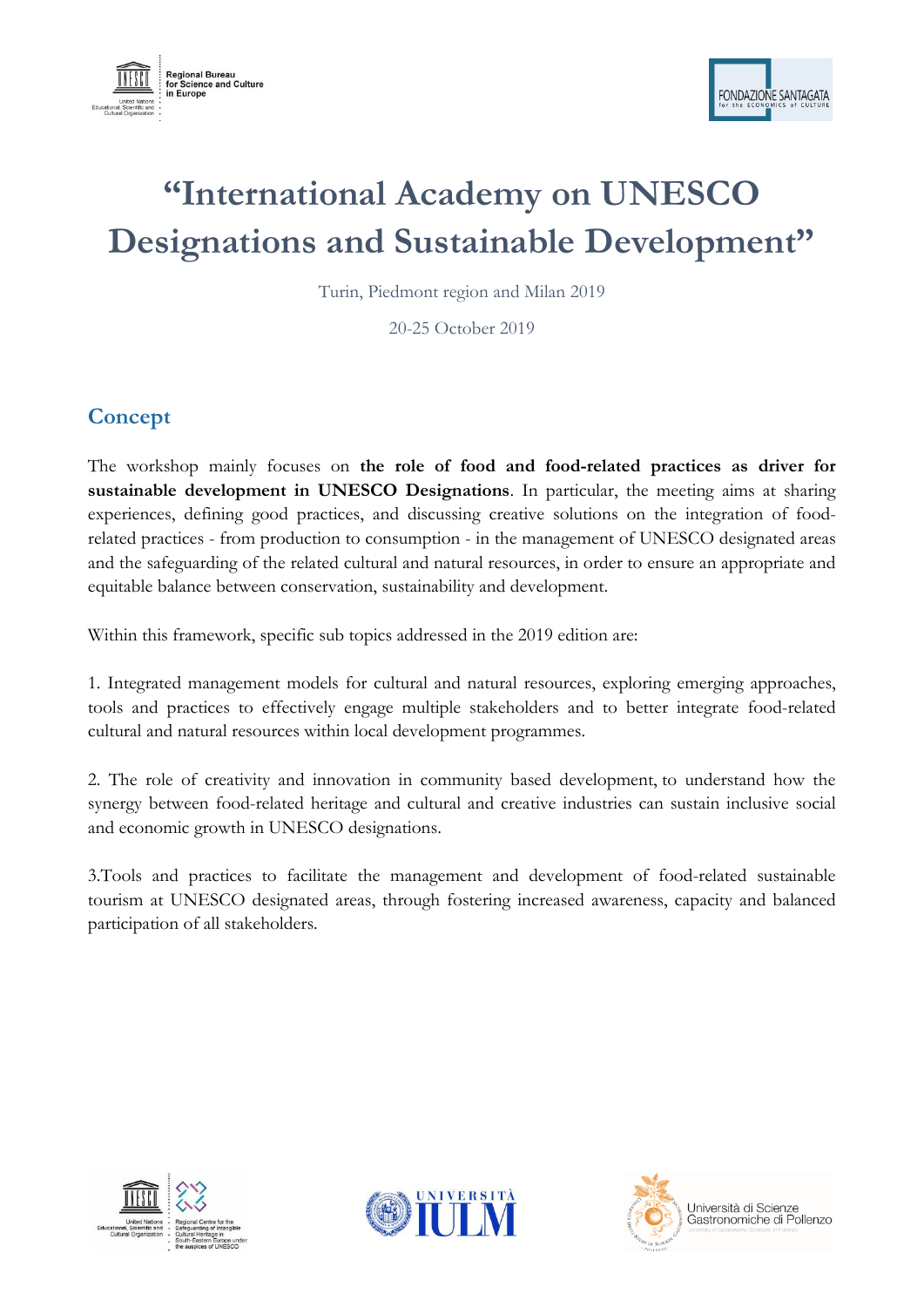# "International Academy on UNESCO Designations and Sustainable Development"

Turin, Piedmont region and Milan 2019

20-25 October 2019

## Concept

The workshop mainly focuses on **the role of food and food-related practices as driver for sustainable development in UNESCO Designations**. In particular, the meeting aims at sharing experiences, defining good practices, and discussing creative solutions on the integration of food-related practices - from production to consumption - in the management of UNESCO designated areas and the safeguarding of the related cultural and natural resources, in order to ensure an appropriate and equitable balance between conservation, sustainability and development.

Within this framework, specific sub topics addressed in the 2019 edition are:

1. Integrated management models for cultural and natural resources, exploring emerging approaches, tools and practices to effectively engage multiple stakeholders and to better integrate food-related cultural and natural resources within local development programmes.

2. The role of creativity and innovation in community based development, to understand how the synergy between food-related heritage and cultural and creative industries can sustain inclusive social and economic growth in UNESCO designations.

3.Tools and practices to facilitate the management and development of food-related sustainable tourism at UNESCO designated areas, through fostering increased awareness, capacity and balanced participation of all stakeholders.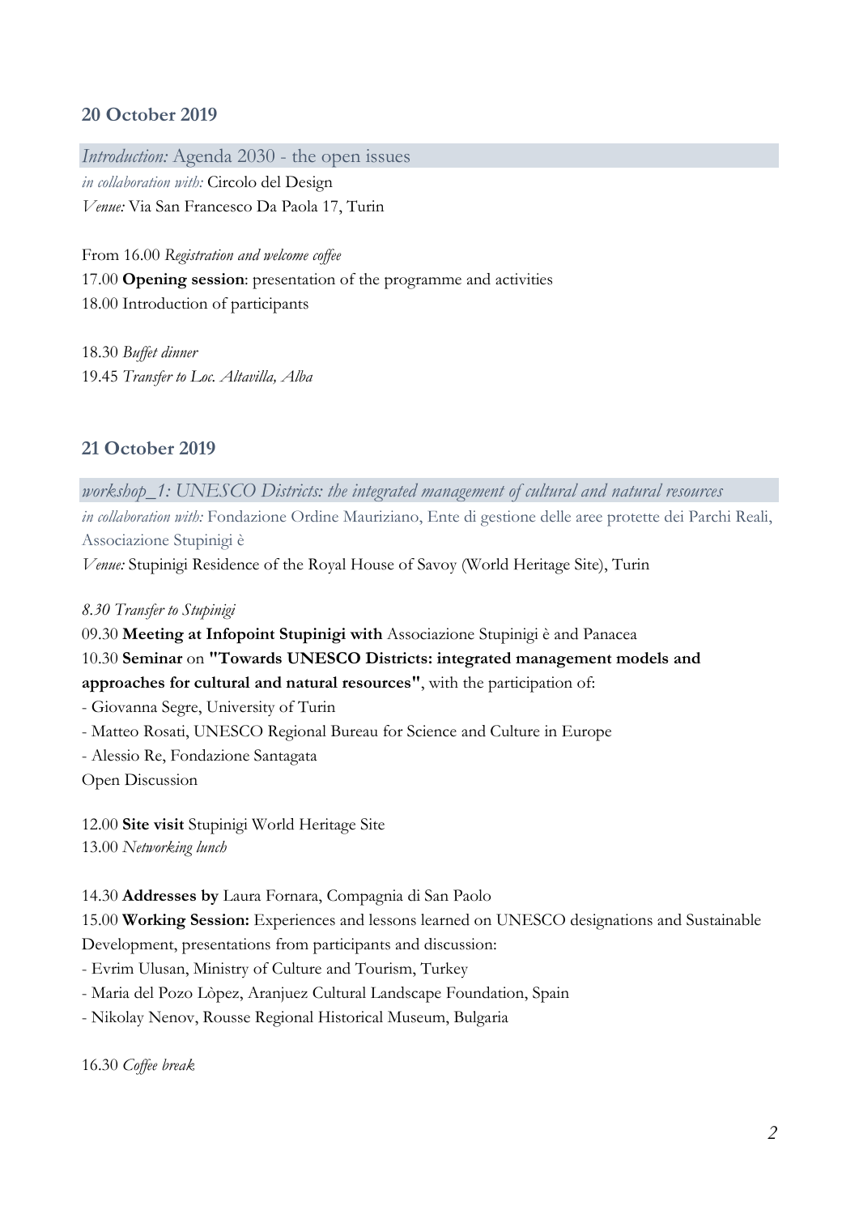## 20 October 2019

*Introduction:* Agenda 2030 - the open issues

*in collaboration with:* Circolo del Design
*Venue:* Via San Francesco Da Paola 17, Turin

From 16.00 *Registration and welcome coffee*
17.00 **Opening session**: presentation of the programme and activities
18.00 Introduction of participants

18.30 *Buffet dinner*
19.45 *Transfer to Loc. Altavilla, Alba*

## 21 October 2019

*workshop_1: UNESCO Districts: the integrated management of cultural and natural resources*

*in collaboration with:* Fondazione Ordine Mauriziano, Ente di gestione delle aree protette dei Parchi Reali, Associazione Stupinigi è
*Venue:* Stupinigi Residence of the Royal House of Savoy (World Heritage Site), Turin

*8.30 Transfer to Stupinigi*
09.30 **Meeting at Infopoint Stupinigi with** Associazione Stupinigi è and Panacea
10.30 **Seminar** on **"Towards UNESCO Districts: integrated management models and approaches for cultural and natural resources"**, with the participation of:
- Giovanna Segre, University of Turin
- Matteo Rosati, UNESCO Regional Bureau for Science and Culture in Europe
- Alessio Re, Fondazione Santagata

Open Discussion

12.00 **Site visit** Stupinigi World Heritage Site
13.00 *Networking lunch*

14.30 **Addresses by** Laura Fornara, Compagnia di San Paolo
15.00 **Working Session:** Experiences and lessons learned on UNESCO designations and Sustainable Development, presentations from participants and discussion:
- Evrim Ulusan, Ministry of Culture and Tourism, Turkey
- Maria del Pozo Lòpez, Aranjuez Cultural Landscape Foundation, Spain
- Nikolay Nenov, Rousse Regional Historical Museum, Bulgaria

16.30 *Coffee break*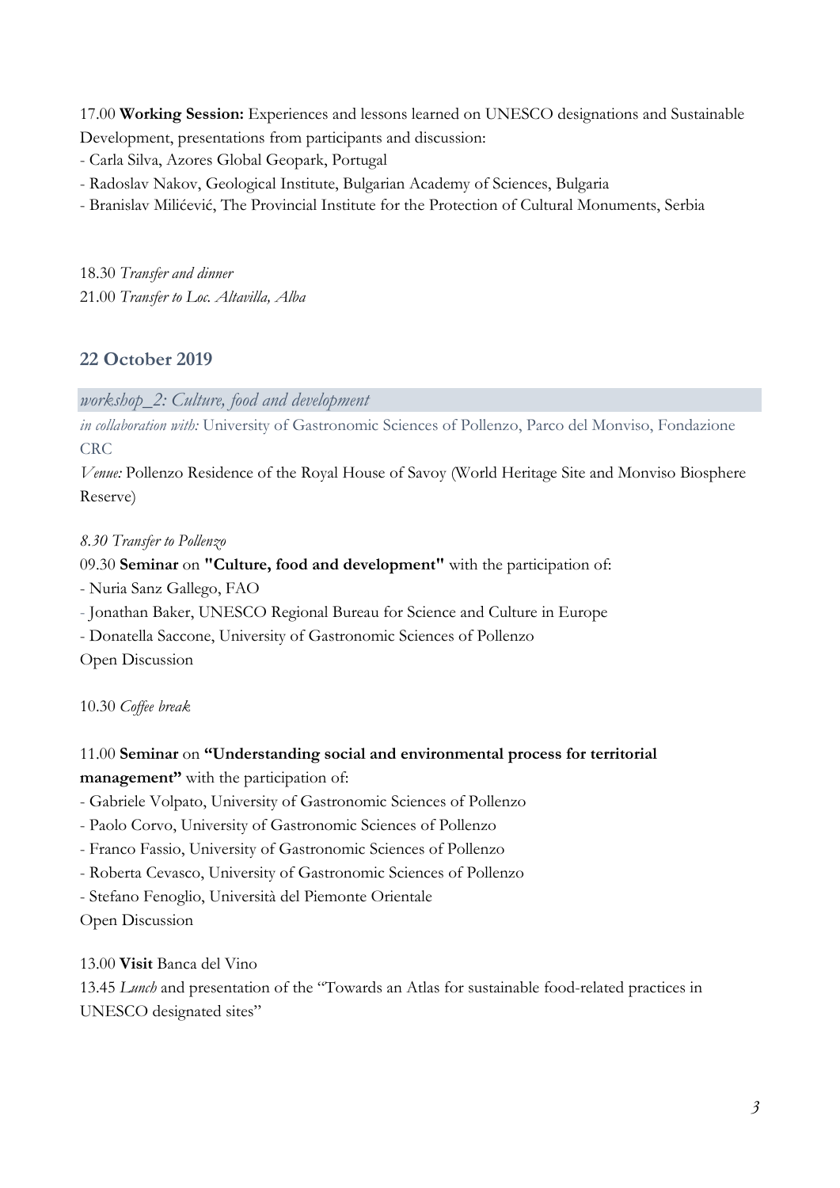17.00 **Working Session:** Experiences and lessons learned on UNESCO designations and Sustainable Development, presentations from participants and discussion:

- Carla Silva, Azores Global Geopark, Portugal
- Radoslav Nakov, Geological Institute, Bulgarian Academy of Sciences, Bulgaria
- Branislav Milićević, The Provincial Institute for the Protection of Cultural Monuments, Serbia

18.30 *Transfer and dinner*
21.00 *Transfer to Loc. Altavilla, Alba*

## 22 October 2019

*workshop_2: Culture, food and development*

*in collaboration with:* University of Gastronomic Sciences of Pollenzo, Parco del Monviso, Fondazione CRC

*Venue:* Pollenzo Residence of the Royal House of Savoy (World Heritage Site and Monviso Biosphere Reserve)

*8.30 Transfer to Pollenzo*

09.30 **Seminar** on **"Culture, food and development"** with the participation of:

- Nuria Sanz Gallego, FAO
- Jonathan Baker, UNESCO Regional Bureau for Science and Culture in Europe
- Donatella Saccone, University of Gastronomic Sciences of Pollenzo

Open Discussion

10.30 *Coffee break*

11.00 **Seminar** on **"Understanding social and environmental process for territorial management"** with the participation of:

- Gabriele Volpato, University of Gastronomic Sciences of Pollenzo
- Paolo Corvo, University of Gastronomic Sciences of Pollenzo
- Franco Fassio, University of Gastronomic Sciences of Pollenzo
- Roberta Cevasco, University of Gastronomic Sciences of Pollenzo
- Stefano Fenoglio, Università del Piemonte Orientale

Open Discussion

13.00 **Visit** Banca del Vino
13.45 *Lunch* and presentation of the "Towards an Atlas for sustainable food-related practices in UNESCO designated sites"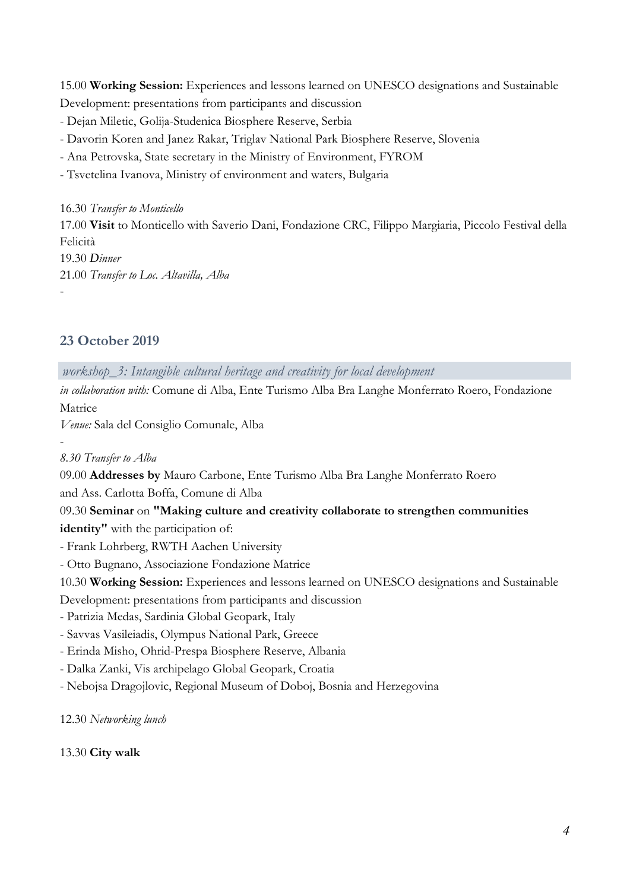15.00 **Working Session:** Experiences and lessons learned on UNESCO designations and Sustainable Development: presentations from participants and discussion

- Dejan Miletic, Golija-Studenica Biosphere Reserve, Serbia
- Davorin Koren and Janez Rakar, Triglav National Park Biosphere Reserve, Slovenia
- Ana Petrovska, State secretary in the Ministry of Environment, FYROM
- Tsvetelina Ivanova, Ministry of environment and waters, Bulgaria

16.30 *Transfer to Monticello*

17.00 **Visit** to Monticello with Saverio Dani, Fondazione CRC, Filippo Margiaria, Piccolo Festival della Felicità

19.30 *Dinner*

21.00 *Transfer to Loc. Altavilla, Alba*

-

## 23 October 2019

*workshop_3: Intangible cultural heritage and creativity for local development*

*in collaboration with:* Comune di Alba, Ente Turismo Alba Bra Langhe Monferrato Roero, Fondazione Matrice

*Venue:* Sala del Consiglio Comunale, Alba

-

*8.30 Transfer to Alba*

09.00 **Addresses by** Mauro Carbone, Ente Turismo Alba Bra Langhe Monferrato Roero and Ass. Carlotta Boffa, Comune di Alba

09.30 **Seminar** on **"Making culture and creativity collaborate to strengthen communities identity"** with the participation of:

- Frank Lohrberg, RWTH Aachen University
- Otto Bugnano, Associazione Fondazione Matrice

10.30 **Working Session:** Experiences and lessons learned on UNESCO designations and Sustainable Development: presentations from participants and discussion

- Patrizia Medas, Sardinia Global Geopark, Italy
- Savvas Vasileiadis, Olympus National Park, Greece
- Erinda Misho, Ohrid-Prespa Biosphere Reserve, Albania
- Dalka Zanki, Vis archipelago Global Geopark, Croatia
- Nebojsa Dragojlovic, Regional Museum of Doboj, Bosnia and Herzegovina

12.30 *Networking lunch*

13.30 **City walk**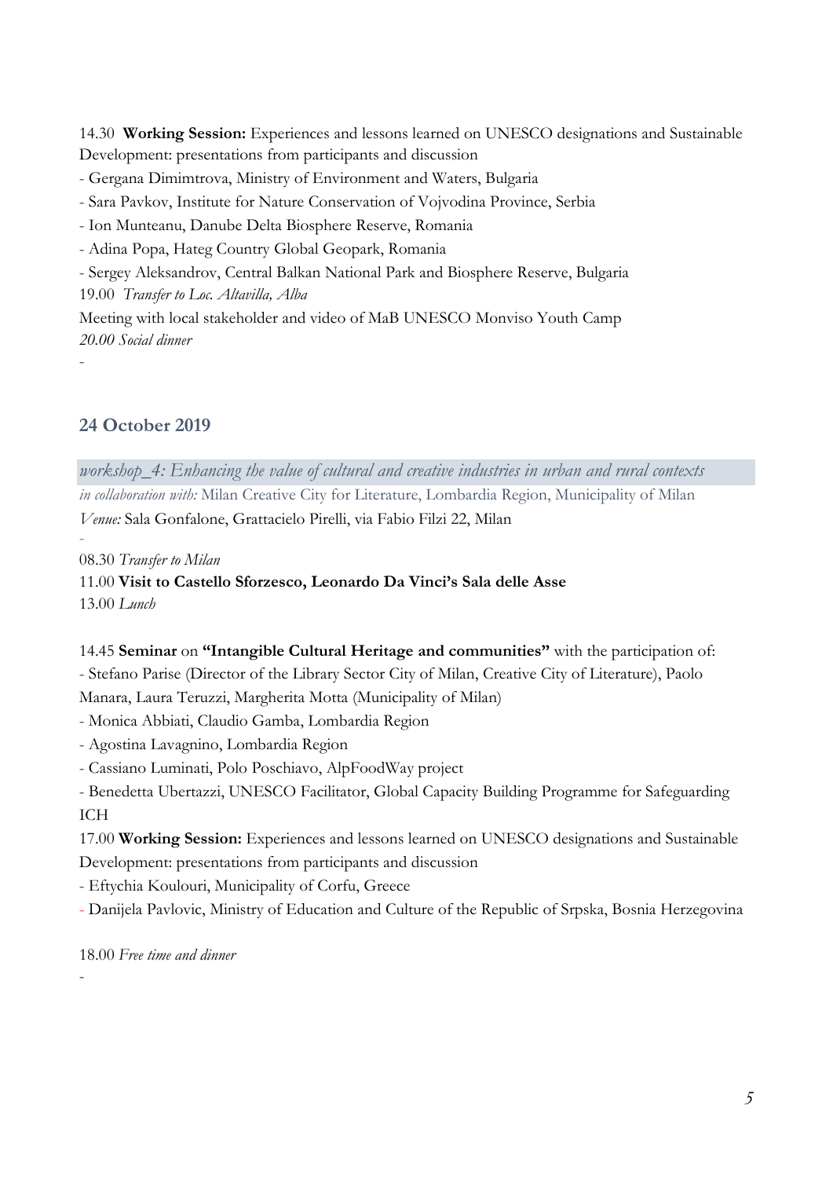14.30 **Working Session:** Experiences and lessons learned on UNESCO designations and Sustainable Development: presentations from participants and discussion

- Gergana Dimimtrova, Ministry of Environment and Waters, Bulgaria
- Sara Pavkov, Institute for Nature Conservation of Vojvodina Province, Serbia
- Ion Munteanu, Danube Delta Biosphere Reserve, Romania
- Adina Popa, Hateg Country Global Geopark, Romania
- Sergey Aleksandrov, Central Balkan National Park and Biosphere Reserve, Bulgaria

19.00 *Transfer to Loc. Altavilla, Alba*

Meeting with local stakeholder and video of MaB UNESCO Monviso Youth Camp

*20.00 Social dinner*

-

## 24 October 2019

*workshop_4: Enhancing the value of cultural and creative industries in urban and rural contexts*

*in collaboration with:* Milan Creative City for Literature, Lombardia Region, Municipality of Milan

*Venue:* Sala Gonfalone, Grattacielo Pirelli, via Fabio Filzi 22, Milan

-

08.30 *Transfer to Milan*

11.00 **Visit to Castello Sforzesco, Leonardo Da Vinci's Sala delle Asse**

13.00 *Lunch*

14.45 **Seminar** on **"Intangible Cultural Heritage and communities"** with the participation of:

- Stefano Parise (Director of the Library Sector City of Milan, Creative City of Literature), Paolo Manara, Laura Teruzzi, Margherita Motta (Municipality of Milan)
- Monica Abbiati, Claudio Gamba, Lombardia Region
- Agostina Lavagnino, Lombardia Region
- Cassiano Luminati, Polo Poschiavo, AlpFoodWay project
- Benedetta Ubertazzi, UNESCO Facilitator, Global Capacity Building Programme for Safeguarding ICH

17.00 **Working Session:** Experiences and lessons learned on UNESCO designations and Sustainable Development: presentations from participants and discussion

- Eftychia Koulouri, Municipality of Corfu, Greece
- Danijela Pavlovic, Ministry of Education and Culture of the Republic of Srpska, Bosnia Herzegovina

18.00 *Free time and dinner*

-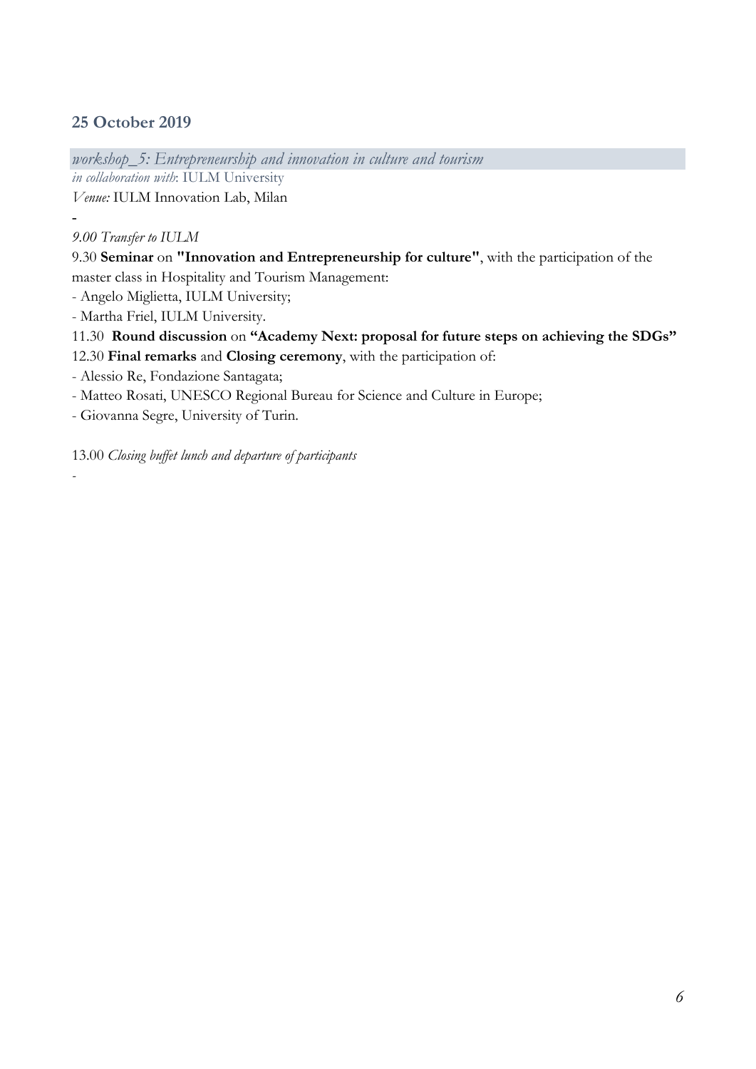## 25 October 2019

*workshop_5: Entrepreneurship and innovation in culture and tourism*

*in collaboration with*: IULM University

*Venue:* IULM Innovation Lab, Milan

-

*9.00 Transfer to IULM*

9.30 **Seminar** on **"Innovation and Entrepreneurship for culture"**, with the participation of the master class in Hospitality and Tourism Management:

- Angelo Miglietta, IULM University;
- Martha Friel, IULM University.

11.30 **Round discussion** on **"Academy Next: proposal for future steps on achieving the SDGs"**

12.30 **Final remarks** and **Closing ceremony**, with the participation of:

- Alessio Re, Fondazione Santagata;
- Matteo Rosati, UNESCO Regional Bureau for Science and Culture in Europe;
- Giovanna Segre, University of Turin.

13.00 *Closing buffet lunch and departure of participants*

-